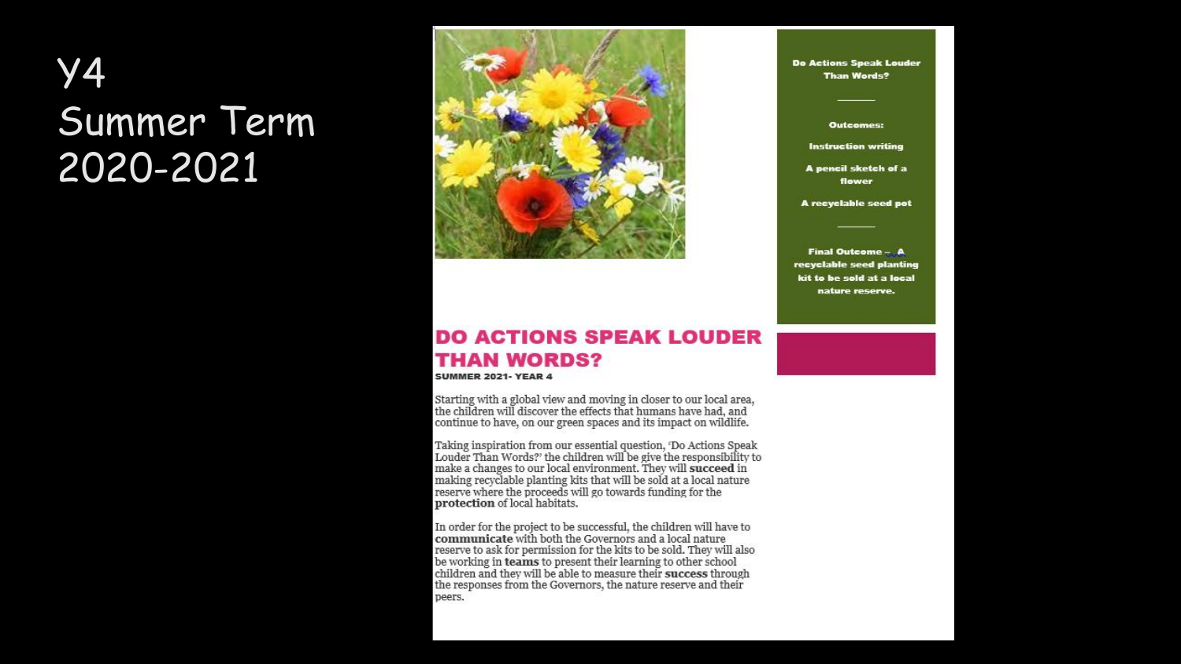# Y4 Summer Term 2020-2021

## DO ACTIONS SPEAK LOUDER THAN WORDS?

**SUMMER 2021- YEAR 4**

Starting with a global view and moving in closer to our local area, the children will discover the effects that humans have had, and continue to have, on our green spaces and its impact on wildlife.

Taking inspiration from our essential question, 'Do Actions Speak Louder Than Words?' the children will be give the responsibility to make a changes to our local environment. They will **succeed** in making recyclable planting kits that will be sold at a local nature reserve where the proceeds will go towards funding for the **protection** of local habitats.

In order for the project to be successful, the children will have to **communicate** with both the Governors and a local nature reserve to ask for permission for the kits to be sold. They will also be working in **teams** to present their learning to other school children and they will be able to measure their **success** through the responses from the Governors, the nature reserve and their peers.

**Do Actions Speak Louder Than Words?**

**Outcomes:**

**Instruction writing**

**A pencil sketch of a flower**

**A recyclable seed pot**

**Final Outcome – A recyclable seed planting kit to be sold at a local nature reserve.**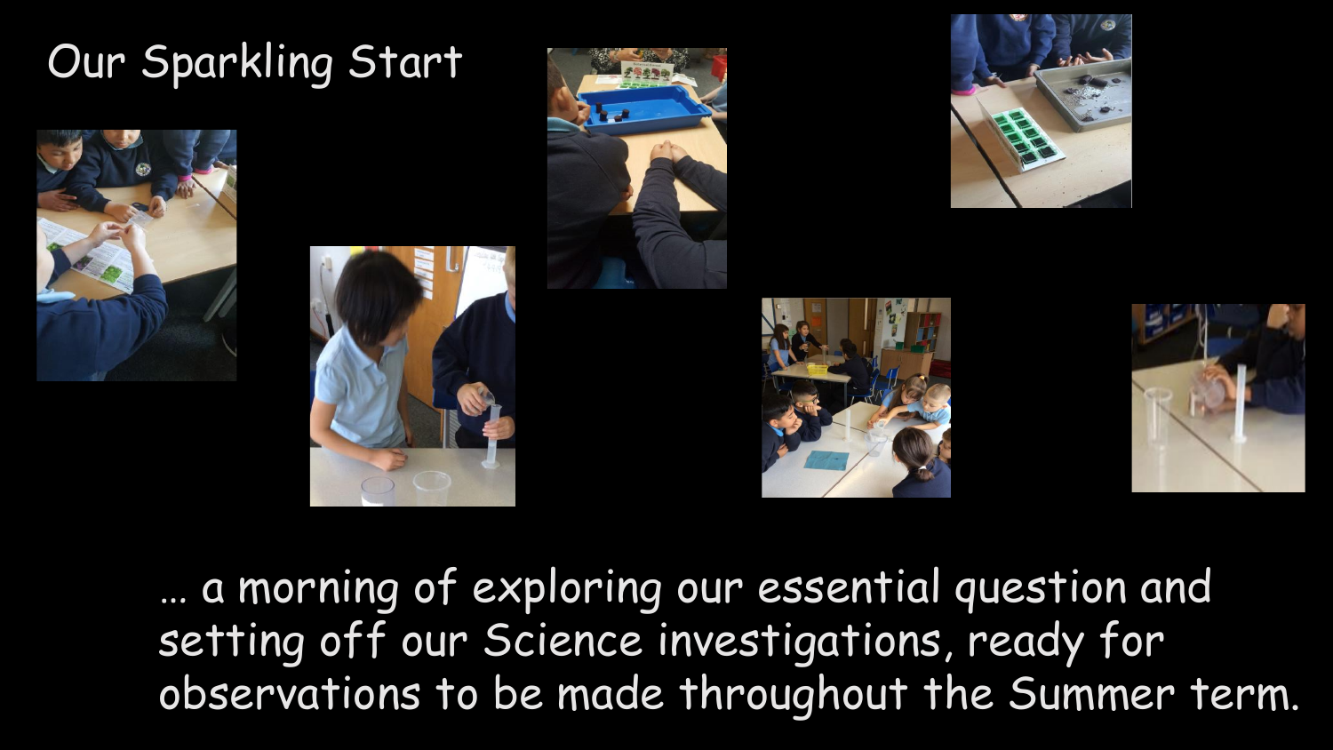# Our Sparkling Start

… a morning of exploring our essential question and setting off our Science investigations, ready for observations to be made throughout the Summer term.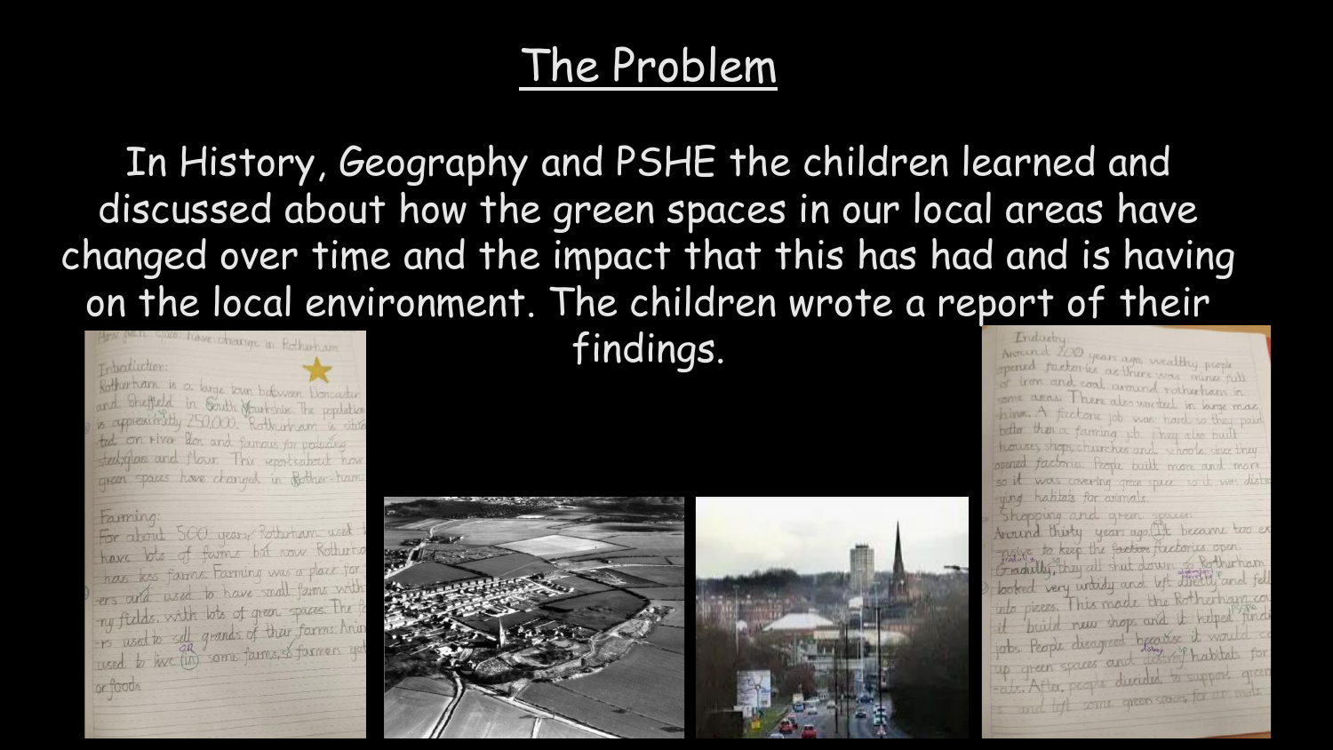# The Problem

In History, Geography and PSHE the children learned and discussed about how the green spaces in our local areas have changed over time and the impact that this has had and is having on the local environment. The children wrote a report of their findings.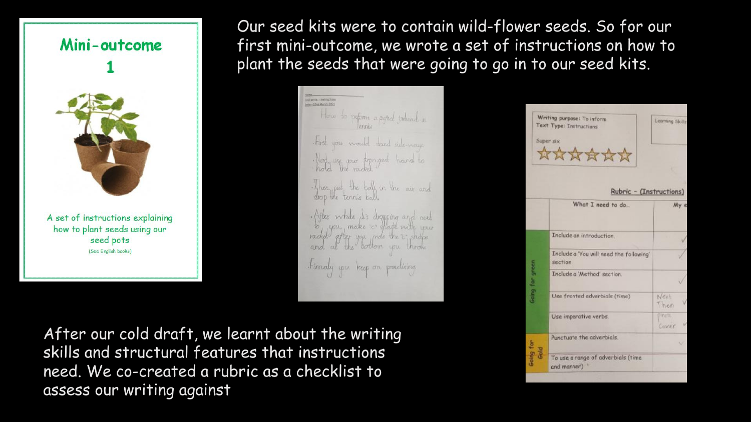## Mini-outcome 1

A set of instructions explaining how to plant seeds using our seed pots

(See English books)

Our seed kits were to contain wild-flower seeds. So for our first mini-outcome, we wrote a set of instructions on how to plant the seeds that were going to go in to our seed kits.

After our cold draft, we learnt about the writing skills and structural features that instructions need. We co-created a rubric as a checklist to assess our writing against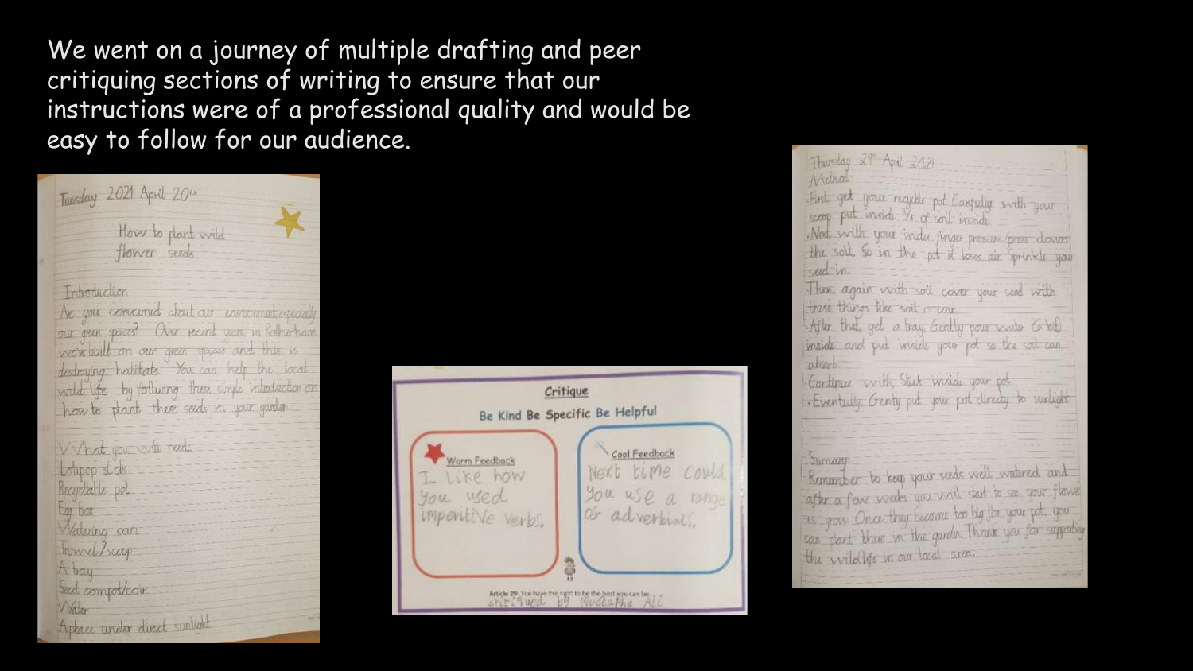We went on a journey of multiple drafting and peer critiquing sections of writing to ensure that our instructions were of a professional quality and would be easy to follow for our audience.

Tuesday 2021 April 20th

How to plant wild flower seeds

Introduction

Are you concerned about our environment especially our green spaces? Over recent years, in Rotherham we've built on our green spaces and this is destroying habitats. You can help the local wild life by following these simple introduction on how to plant these seeds in your garden.

What you will need:

Lolipop sticks
Recyclable pot
Egg box
Watering can
Trowel/scoop
A tray
Seed compost/coir
Water
A place under direct sunlight

**Critique**

Be Kind Be Specific Be Helpful

Warm Feedback: I like how you used imperitive verbs.

Cool Feedback: Next time could you use a range of adverbials.

Article 29: You have the right to be the best you can be.
critiqued by Mustafha Ali

Thursday 29th April 2021

Method

First get your recycle pot. Carefully with your scoop put inside 3/4 of soil inside.

Next with your index finger pressure/press down the soil. So in the pot it loses air. Sprinkle your seed in.

Then again with soil cover your seed with those things like soil or coir.

After that, get a tray. Gently pour water (a bit) inside and put inside your pot so the soil can absorb.

Continue with stick inside your pot.

Eventually gently put your pot directly to sunlight.

Summary

Remember to keep your seeds well watered and after a few weeks you will start to see your flowe is grow. Once they become too big for your pot, you can plant them in the garden. Thank you for supporting the wildlife in our local area.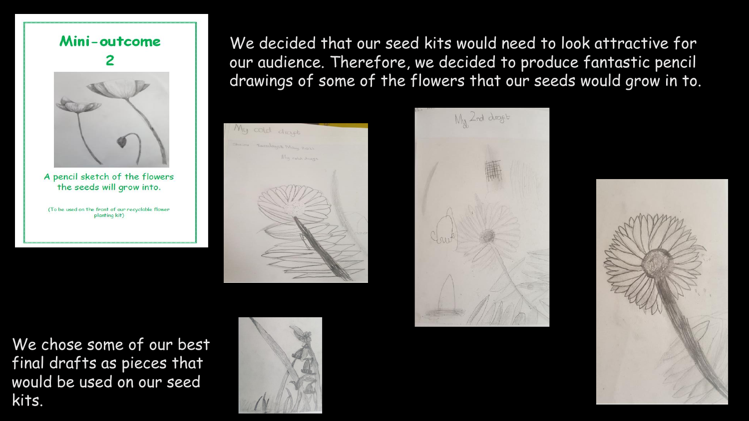## Mini-outcome 2

A pencil sketch of the flowers the seeds will grow into.

(To be used on the front of our recyclable flower planting kit)

We decided that our seed kits would need to look attractive for our audience. Therefore, we decided to produce fantastic pencil drawings of some of the flowers that our seeds would grow in to.

We chose some of our best final drafts as pieces that would be used on our seed kits.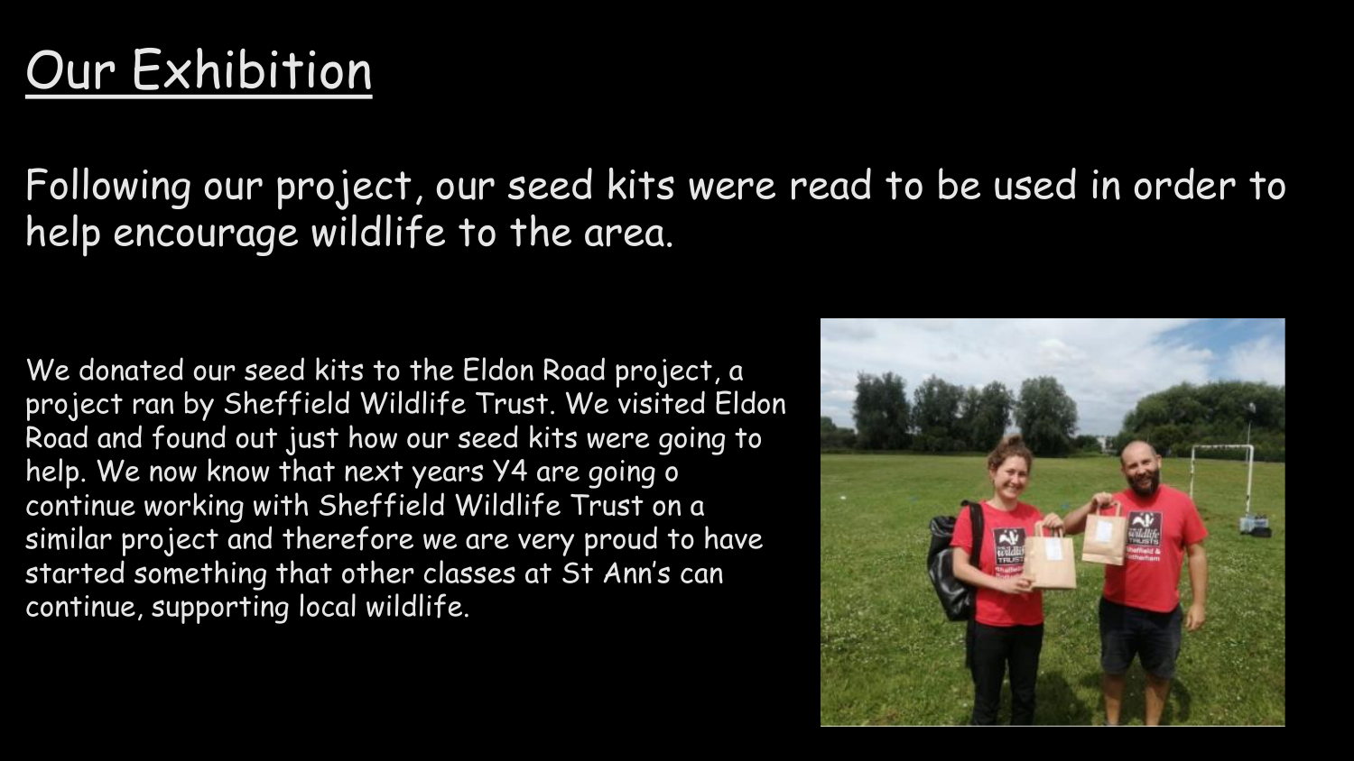# Our Exhibition

Following our project, our seed kits were read to be used in order to help encourage wildlife to the area.

We donated our seed kits to the Eldon Road project, a project ran by Sheffield Wildlife Trust. We visited Eldon Road and found out just how our seed kits were going to help. We now know that next years Y4 are going o continue working with Sheffield Wildlife Trust on a similar project and therefore we are very proud to have started something that other classes at St Ann's can continue, supporting local wildlife.